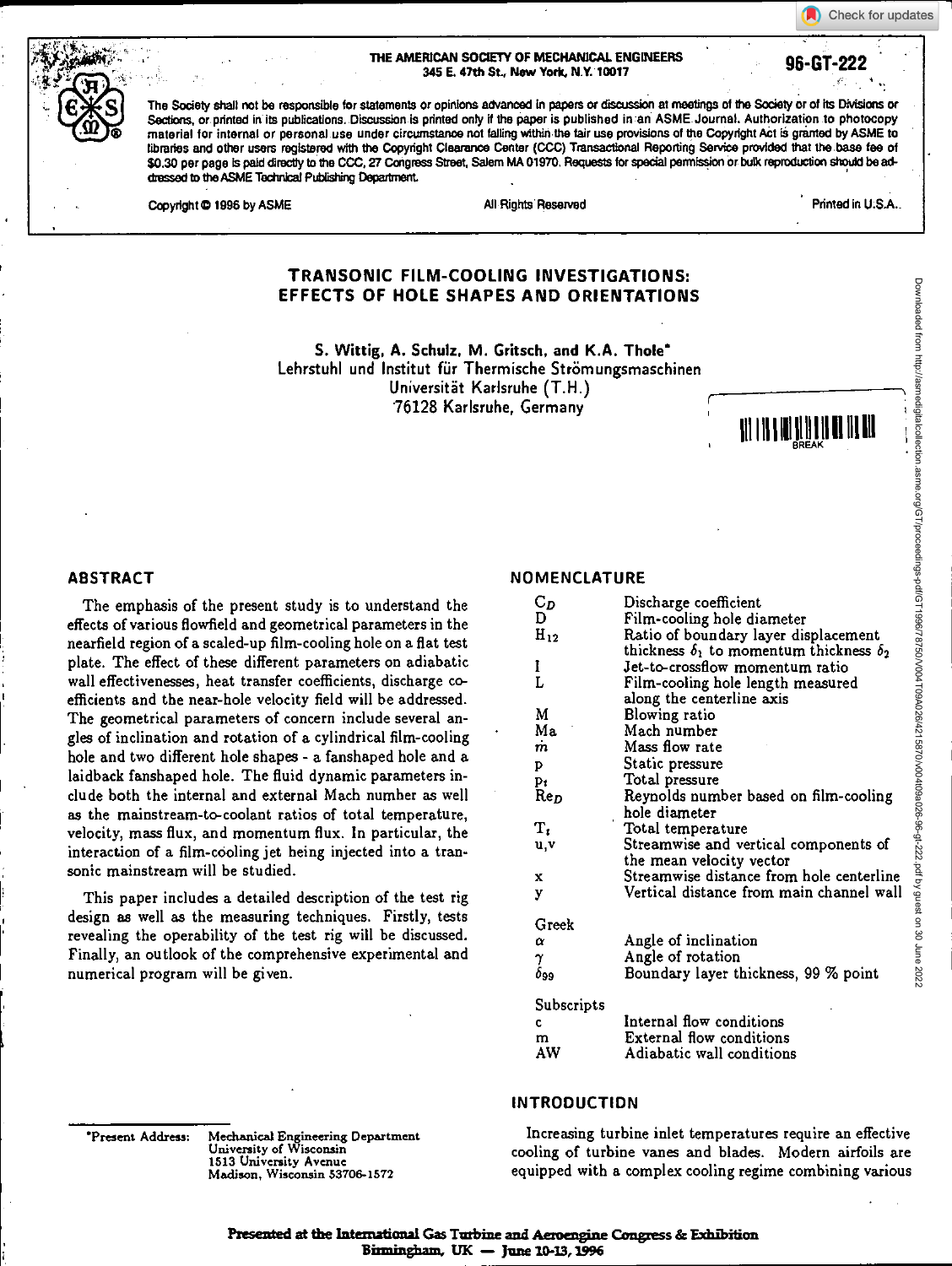THE AMERICAN SOCIETY OF MECHANICAL ENGINEERS
345 E. 47th St., New York, N.Y. 10017

96-GT-222

The Society shall not be responsible for statements or opinions advanced in papers or discussion at meetings of the Society or of its Divisions or Sections, or printed in its publications. Discussion is printed only if the paper is published in an ASME Journal. Authorization to photocopy material for internal or personal use under circumstance not falling within the fair use provisions of the Copyright Act is granted by ASME to libraries and other users registered with the Copyright Clearance Center (CCC) Transactional Reporting Service provided that the base fee of $0.30 per page is paid directly to the CCC, 27 Congress Street, Salem MA 01970. Requests for special permission or bulk reproduction should be addressed to the ASME Technical Publishing Department.

Copyright © 1996 by ASME — All Rights Reserved — Printed in U.S.A.

# TRANSONIC FILM-COOLING INVESTIGATIONS: EFFECTS OF HOLE SHAPES AND ORIENTATIONS

S. Wittig, A. Schulz, M. Gritsch, and K.A. Thole*
Lehrstuhl und Institut für Thermische Strömungsmaschinen
Universität Karlsruhe (T.H.)
76128 Karlsruhe, Germany

## ABSTRACT

The emphasis of the present study is to understand the effects of various flowfield and geometrical parameters in the nearfield region of a scaled-up film-cooling hole on a flat test plate. The effect of these different parameters on adiabatic wall effectivenesses, heat transfer coefficients, discharge coefficients and the near-hole velocity field will be addressed. The geometrical parameters of concern include several angles of inclination and rotation of a cylindrical film-cooling hole and two different hole shapes - a fanshaped hole and a laidback fanshaped hole. The fluid dynamic parameters include both the internal and external Mach number as well as the mainstream-to-coolant ratios of total temperature, velocity, mass flux, and momentum flux. In particular, the interaction of a film-cooling jet being injected into a transonic mainstream will be studied.

This paper includes a detailed description of the test rig design as well as the measuring techniques. Firstly, tests revealing the operability of the test rig will be discussed. Finally, an outlook of the comprehensive experimental and numerical program will be given.

## NOMENCLATURE

| | |
|---|---|
| $C_D$ | Discharge coefficient |
| D | Film-cooling hole diameter |
| $H_{12}$ | Ratio of boundary layer displacement thickness $\delta_1$ to momentum thickness $\delta_2$ |
| I | Jet-to-crossflow momentum ratio |
| L | Film-cooling hole length measured along the centerline axis |
| M | Blowing ratio |
| Ma | Mach number |
| $\dot{m}$ | Mass flow rate |
| p | Static pressure |
| $p_t$ | Total pressure |
| $Re_D$ | Reynolds number based on film-cooling hole diameter |
| $T_t$ | Total temperature |
| u,v | Streamwise and vertical components of the mean velocity vector |
| x | Streamwise distance from hole centerline |
| y | Vertical distance from main channel wall |

**Greek**

| | |
|---|---|
| $\alpha$ | Angle of inclination |
| $\gamma$ | Angle of rotation |
| $\delta_{99}$ | Boundary layer thickness, 99 % point |

**Subscripts**

| | |
|---|---|
| c | Internal flow conditions |
| m | External flow conditions |
| AW | Adiabatic wall conditions |

## INTRODUCTION

Increasing turbine inlet temperatures require an effective cooling of turbine vanes and blades. Modern airfoils are equipped with a complex cooling regime combining various

*Present Address: Mechanical Engineering Department, University of Wisconsin, 1513 University Avenue, Madison, Wisconsin 53706-1572

Presented at the International Gas Turbine and Aeroengine Congress & Exhibition
Birmingham, UK — June 10-13, 1996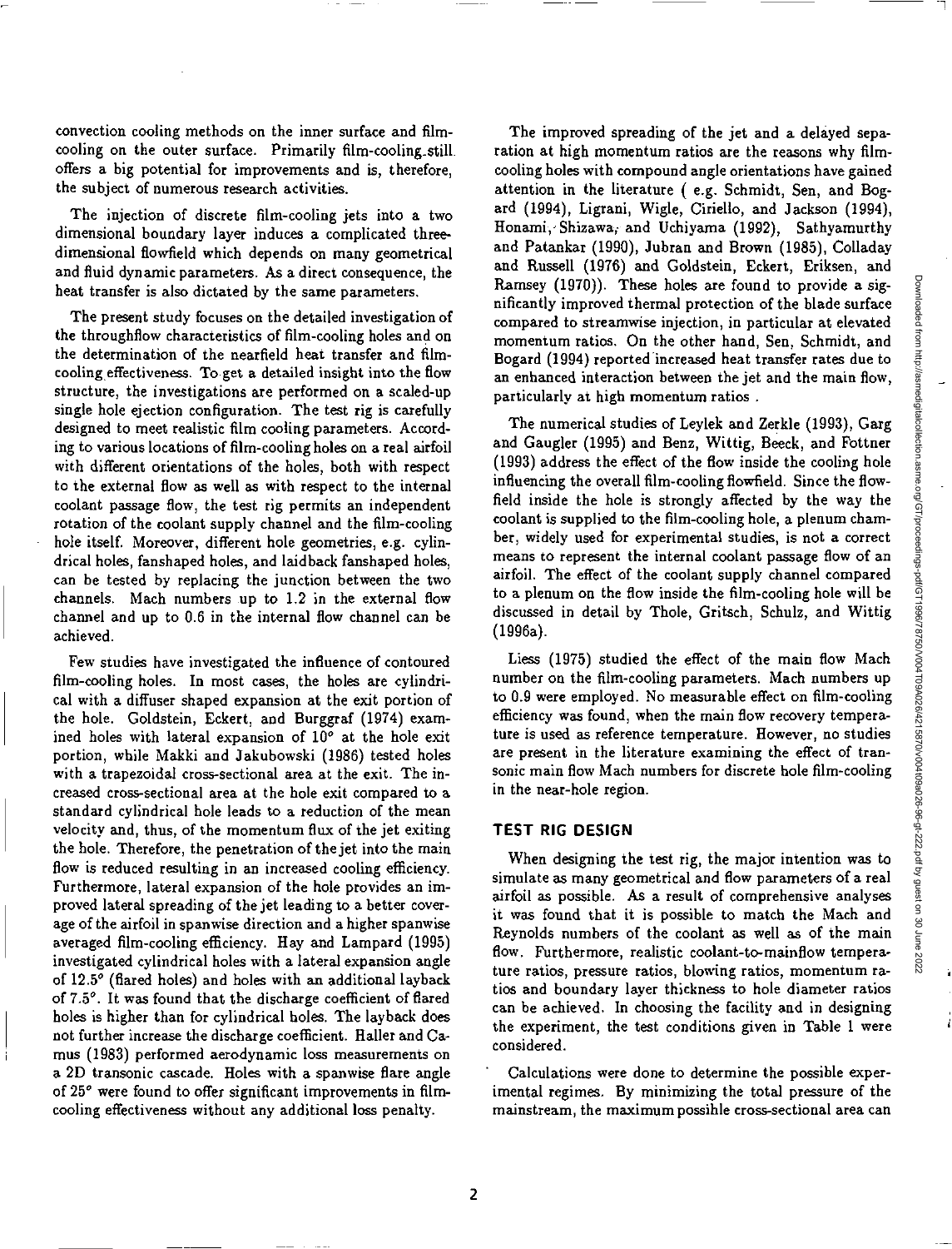convection cooling methods on the inner surface and film-cooling on the outer surface. Primarily film-cooling still offers a big potential for improvements and is, therefore, the subject of numerous research activities.

The injection of discrete film-cooling jets into a two dimensional boundary layer induces a complicated three-dimensional flowfield which depends on many geometrical and fluid dynamic parameters. As a direct consequence, the heat transfer is also dictated by the same parameters.

The present study focuses on the detailed investigation of the throughflow characteristics of film-cooling holes and on the determination of the nearfield heat transfer and film-cooling effectiveness. To get a detailed insight into the flow structure, the investigations are performed on a scaled-up single hole ejection configuration. The test rig is carefully designed to meet realistic film cooling parameters. According to various locations of film-cooling holes on a real airfoil with different orientations of the holes, both with respect to the external flow as well as with respect to the internal coolant passage flow, the test rig permits an independent rotation of the coolant supply channel and the film-cooling hole itself. Moreover, different hole geometries, e.g. cylindrical holes, fanshaped holes, and laidback fanshaped holes, can be tested by replacing the junction between the two channels. Mach numbers up to 1.2 in the external flow channel and up to 0.6 in the internal flow channel can be achieved.

Few studies have investigated the influence of contoured film-cooling holes. In most cases, the holes are cylindrical with a diffuser shaped expansion at the exit portion of the hole. Goldstein, Eckert, and Burggraf (1974) examined holes with lateral expansion of 10° at the hole exit portion, while Makki and Jakubowski (1986) tested holes with a trapezoidal cross-sectional area at the exit. The increased cross-sectional area at the hole exit compared to a standard cylindrical hole leads to a reduction of the mean velocity and, thus, of the momentum flux of the jet exiting the hole. Therefore, the penetration of the jet into the main flow is reduced resulting in an increased cooling efficiency. Furthermore, lateral expansion of the hole provides an improved lateral spreading of the jet leading to a better coverage of the airfoil in spanwise direction and a higher spanwise averaged film-cooling efficiency. Hay and Lampard (1995) investigated cylindrical holes with a lateral expansion angle of 12.5° (flared holes) and holes with an additional layback of 7.5°. It was found that the discharge coefficient of flared holes is higher than for cylindrical holes. The layback does not further increase the discharge coefficient. Haller and Camus (1983) performed aerodynamic loss measurements on a 2D transonic cascade. Holes with a spanwise flare angle of 25° were found to offer significant improvements in film-cooling effectiveness without any additional loss penalty.

The improved spreading of the jet and a delayed separation at high momentum ratios are the reasons why film-cooling holes with compound angle orientations have gained attention in the literature ( e.g. Schmidt, Sen, and Bogard (1994), Ligrani, Wigle, Ciriello, and Jackson (1994), Honami, Shizawa, and Uchiyama (1992), Sathyamurthy and Patankar (1990), Jubran and Brown (1985), Colladay and Russell (1976) and Goldstein, Eckert, Eriksen, and Ramsey (1970)). These holes are found to provide a significantly improved thermal protection of the blade surface compared to streamwise injection, in particular at elevated momentum ratios. On the other hand, Sen, Schmidt, and Bogard (1994) reported increased heat transfer rates due to an enhanced interaction between the jet and the main flow, particularly at high momentum ratios .

The numerical studies of Leylek and Zerkle (1993), Garg and Gaugler (1995) and Benz, Wittig, Beeck, and Fottner (1993) address the effect of the flow inside the cooling hole influencing the overall film-cooling flowfield. Since the flowfield inside the hole is strongly affected by the way the coolant is supplied to the film-cooling hole, a plenum chamber, widely used for experimental studies, is not a correct means to represent the internal coolant passage flow of an airfoil. The effect of the coolant supply channel compared to a plenum on the flow inside the film-cooling hole will be discussed in detail by Thole, Gritsch, Schulz, and Wittig (1996a).

Liess (1975) studied the effect of the main flow Mach number on the film-cooling parameters. Mach numbers up to 0.9 were employed. No measurable effect on film-cooling efficiency was found, when the main flow recovery temperature is used as reference temperature. However, no studies are present in the literature examining the effect of transonic main flow Mach numbers for discrete hole film-cooling in the near-hole region.

## TEST RIG DESIGN

When designing the test rig, the major intention was to simulate as many geometrical and flow parameters of a real airfoil as possible. As a result of comprehensive analyses it was found that it is possible to match the Mach and Reynolds numbers of the coolant as well as of the main flow. Furthermore, realistic coolant-to-mainflow temperature ratios, pressure ratios, blowing ratios, momentum ratios and boundary layer thickness to hole diameter ratios can be achieved. In choosing the facility and in designing the experiment, the test conditions given in Table 1 were considered.

Calculations were done to determine the possible experimental regimes. By minimizing the total pressure of the mainstream, the maximum possible cross-sectional area can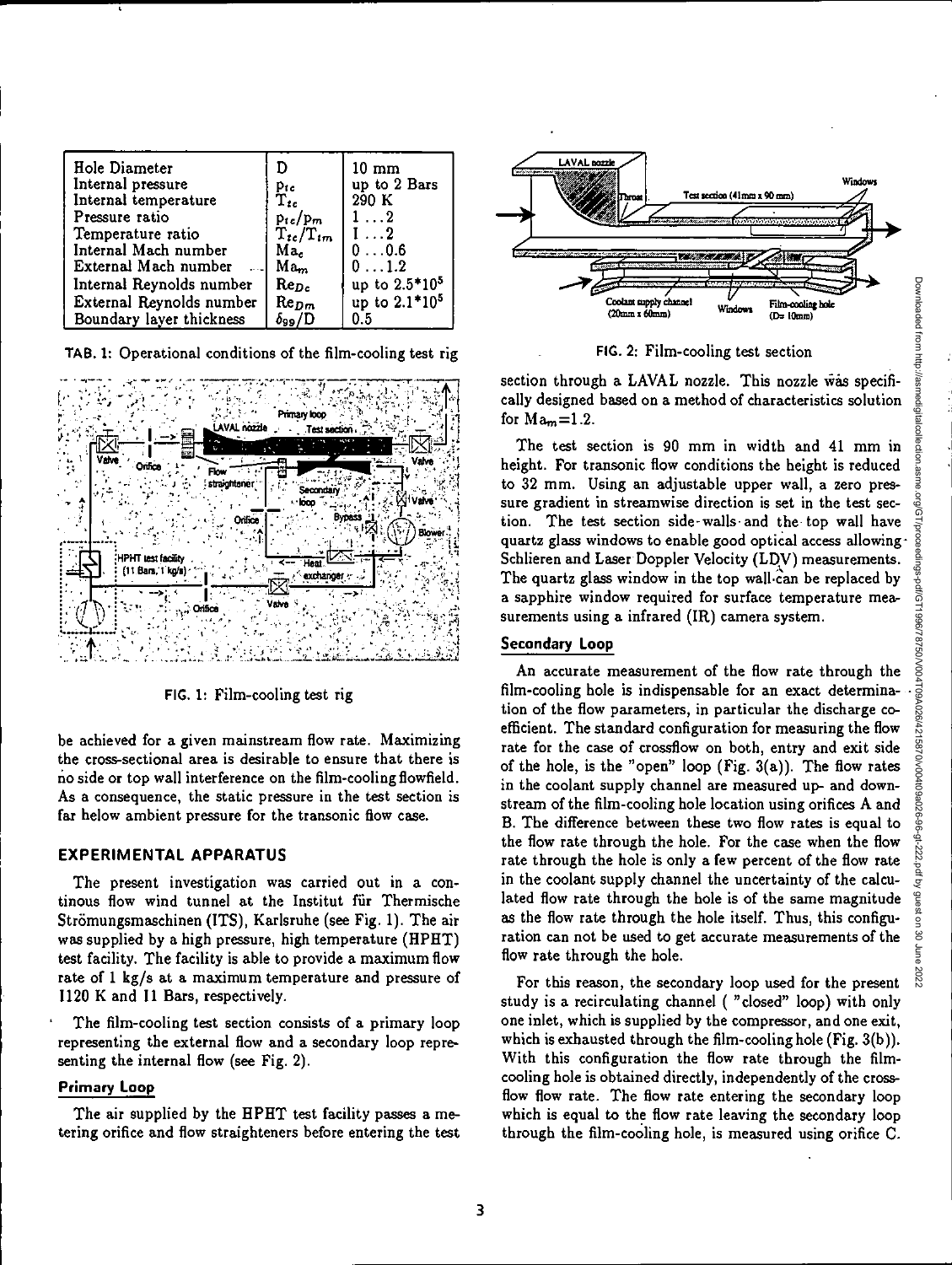| Hole Diameter | $D$ | 10 mm |
|---|---|---|
| Internal pressure | $p_{tc}$ | up to 2 Bars |
| Internal temperature | $T_{tc}$ | 290 K |
| Pressure ratio | $p_{tc}/p_m$ | 1 ... 2 |
| Temperature ratio | $T_{tc}/T_{tm}$ | 1 ... 2 |
| Internal Mach number | $Ma_c$ | 0 ... 0.6 |
| External Mach number | $Ma_m$ | 0 ... 1.2 |
| Internal Reynolds number | $Re_{Dc}$ | up to $2.5*10^5$ |
| External Reynolds number | $Re_{Dm}$ | up to $2.1*10^5$ |
| Boundary layer thickness | $\delta_{99}/D$ | 0.5 |

**TAB. 1:** Operational conditions of the film-cooling test rig

**FIG. 1:** Film-cooling test rig

be achieved for a given mainstream flow rate. Maximizing the cross-sectional area is desirable to ensure that there is no side or top wall interference on the film-cooling flowfield. As a consequence, the static pressure in the test section is far below ambient pressure for the transonic flow case.

## EXPERIMENTAL APPARATUS

The present investigation was carried out in a continous flow wind tunnel at the Institut für Thermische Strömungsmaschinen (ITS), Karlsruhe (see Fig. 1). The air was supplied by a high pressure, high temperature (HPHT) test facility. The facility is able to provide a maximum flow rate of 1 kg/s at a maximum temperature and pressure of 1120 K and 11 Bars, respectively.

The film-cooling test section consists of a primary loop representing the external flow and a secondary loop representing the internal flow (see Fig. 2).

### Primary Loop

The air supplied by the HPHT test facility passes a metering orifice and flow straighteners before entering the test

**FIG. 2:** Film-cooling test section

section through a LAVAL nozzle. This nozzle was specifically designed based on a method of characteristics solution for $Ma_m$=1.2.

The test section is 90 mm in width and 41 mm in height. For transonic flow conditions the height is reduced to 32 mm. Using an adjustable upper wall, a zero pressure gradient in streamwise direction is set in the test section. The test section side-walls and the top wall have quartz glass windows to enable good optical access allowing Schlieren and Laser Doppler Velocity (LDV) measurements. The quartz glass window in the top wall can be replaced by a sapphire window required for surface temperature measurements using a infrared (IR) camera system.

### Secondary Loop

An accurate measurement of the flow rate through the film-cooling hole is indispensable for an exact determination of the flow parameters, in particular the discharge coefficient. The standard configuration for measuring the flow rate for the case of crossflow on both, entry and exit side of the hole, is the "open" loop (Fig. 3(a)). The flow rates in the coolant supply channel are measured up- and downstream of the film-cooling hole location using orifices A and B. The difference between these two flow rates is equal to the flow rate through the hole. For the case when the flow rate through the hole is only a few percent of the flow rate in the coolant supply channel the uncertainty of the calculated flow rate through the hole is of the same magnitude as the flow rate through the hole itself. Thus, this configuration can not be used to get accurate measurements of the flow rate through the hole.

For this reason, the secondary loop used for the present study is a recirculating channel ( "closed" loop) with only one inlet, which is supplied by the compressor, and one exit, which is exhausted through the film-cooling hole (Fig. 3(b)). With this configuration the flow rate through the film-cooling hole is obtained directly, independently of the crossflow flow rate. The flow rate entering the secondary loop which is equal to the flow rate leaving the secondary loop through the film-cooling hole, is measured using orifice C.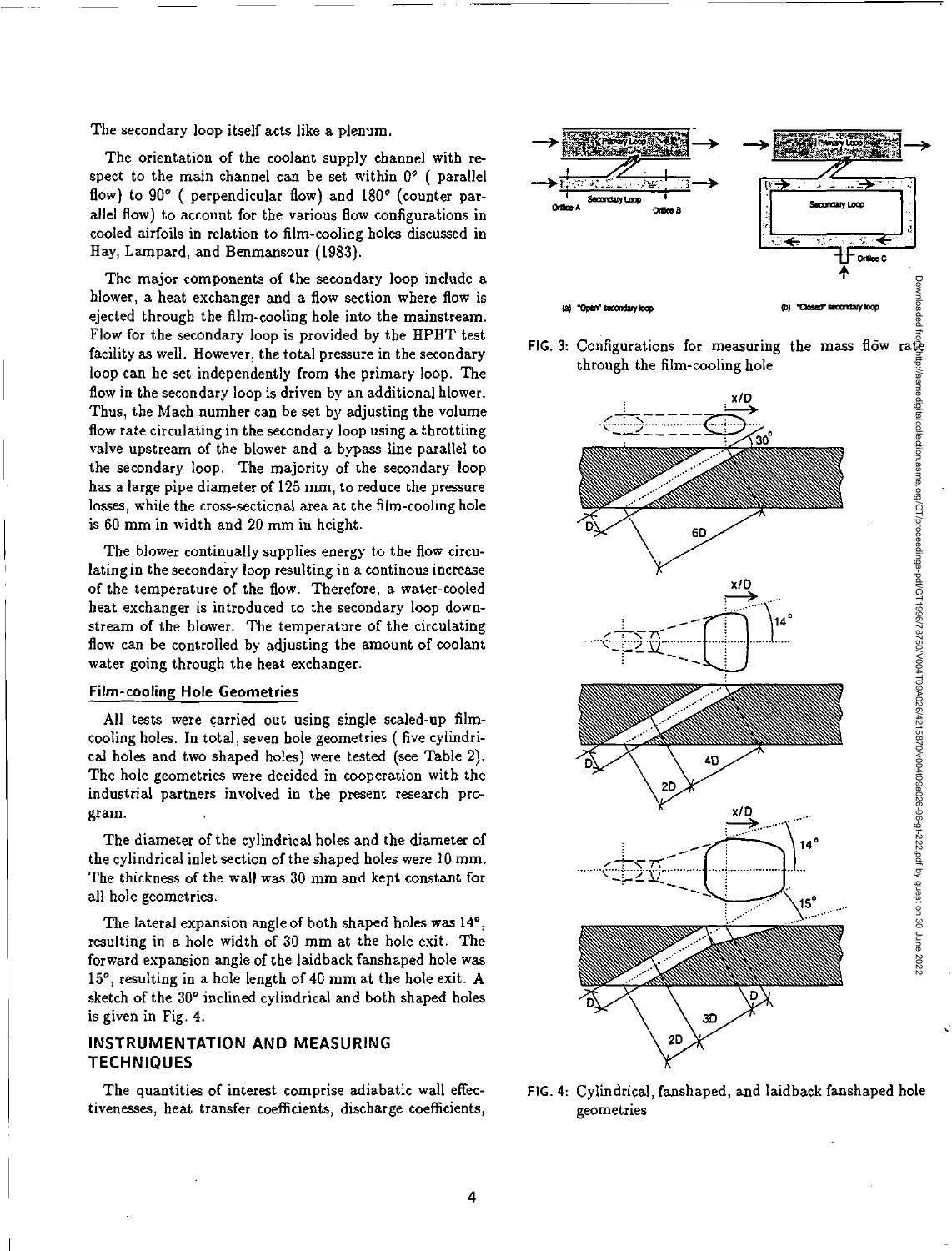The secondary loop itself acts like a plenum.

The orientation of the coolant supply channel with respect to the main channel can be set within 0° ( parallel flow) to 90° ( perpendicular flow) and 180° (counter parallel flow) to account for the various flow configurations in cooled airfoils in relation to film-cooling holes discussed in Hay, Lampard, and Benmansour (1983).

The major components of the secondary loop include a blower, a heat exchanger and a flow section where flow is ejected through the film-cooling hole into the mainstream. Flow for the secondary loop is provided by the HPHT test facility as well. However, the total pressure in the secondary loop can be set independently from the primary loop. The flow in the secondary loop is driven by an additional blower. Thus, the Mach number can be set by adjusting the volume flow rate circulating in the secondary loop using a throttling valve upstream of the blower and a bypass line parallel to the secondary loop. The majority of the secondary loop has a large pipe diameter of 125 mm, to reduce the pressure losses, while the cross-sectional area at the film-cooling hole is 60 mm in width and 20 mm in height.

The blower continually supplies energy to the flow circulating in the secondary loop resulting in a continous increase of the temperature of the flow. Therefore, a water-cooled heat exchanger is introduced to the secondary loop downstream of the blower. The temperature of the circulating flow can be controlled by adjusting the amount of coolant water going through the heat exchanger.

### Film-cooling Hole Geometries

All tests were carried out using single scaled-up film-cooling holes. In total, seven hole geometries ( five cylindrical holes and two shaped holes) were tested (see Table 2). The hole geometries were decided in cooperation with the industrial partners involved in the present research program.

The diameter of the cylindrical holes and the diameter of the cylindrical inlet section of the shaped holes were 10 mm. The thickness of the wall was 30 mm and kept constant for all hole geometries.

The lateral expansion angle of both shaped holes was 14°, resulting in a hole width of 30 mm at the hole exit. The forward expansion angle of the laidback fanshaped hole was 15°, resulting in a hole length of 40 mm at the hole exit. A sketch of the 30° inclined cylindrical and both shaped holes is given in Fig. 4.

## INSTRUMENTATION AND MEASURING TECHNIQUES

The quantities of interest comprise adiabatic wall effectivenesses, heat transfer coefficients, discharge coefficients,

FIG. 3: Configurations for measuring the mass flow rate through the film-cooling hole

FIG. 4: Cylindrical, fanshaped, and laidback fanshaped hole geometries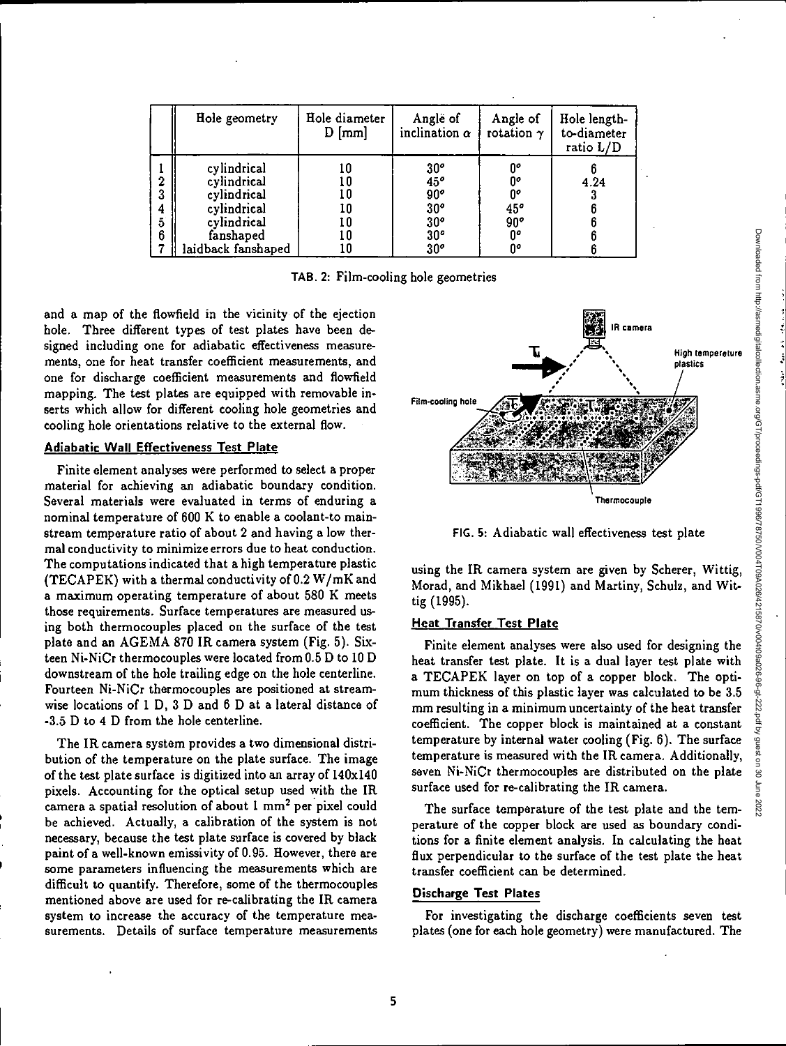| | Hole geometry | Hole diameter D [mm] | Angle of inclination $\alpha$ | Angle of rotation $\gamma$ | Hole length-to-diameter ratio L/D |
|---|---|---|---|---|---|
| 1 | cylindrical | 10 | 30° | 0° | 6 |
| 2 | cylindrical | 10 | 45° | 0° | 4.24 |
| 3 | cylindrical | 10 | 90° | 0° | 3 |
| 4 | cylindrical | 10 | 30° | 45° | 6 |
| 5 | cylindrical | 10 | 30° | 90° | 6 |
| 6 | fanshaped | 10 | 30° | 0° | 6 |
| 7 | laidback fanshaped | 10 | 30° | 0° | 6 |

TAB. 2: Film-cooling hole geometries

and a map of the flowfield in the vicinity of the ejection hole. Three different types of test plates have been designed including one for adiabatic effectiveness measurements, one for heat transfer coefficient measurements, and one for discharge coefficient measurements and flowfield mapping. The test plates are equipped with removable inserts which allow for different cooling hole geometries and cooling hole orientations relative to the external flow.

### Adiabatic Wall Effectiveness Test Plate

Finite element analyses were performed to select a proper material for achieving an adiabatic boundary condition. Several materials were evaluated in terms of enduring a nominal temperature of 600 K to enable a coolant-to mainstream temperature ratio of about 2 and having a low thermal conductivity to minimize errors due to heat conduction. The computations indicated that a high temperature plastic (TECAPEK) with a thermal conductivity of 0.2 W/mK and a maximum operating temperature of about 580 K meets those requirements. Surface temperatures are measured using both thermocouples placed on the surface of the test plate and an AGEMA 870 IR camera system (Fig. 5). Sixteen Ni-NiCr thermocouples were located from 0.5 D to 10 D downstream of the hole trailing edge on the hole centerline. Fourteen Ni-NiCr thermocouples are positioned at streamwise locations of 1 D, 3 D and 6 D at a lateral distance of -3.5 D to 4 D from the hole centerline.

The IR camera system provides a two dimensional distribution of the temperature on the plate surface. The image of the test plate surface is digitized into an array of 140x140 pixels. Accounting for the optical setup used with the IR camera a spatial resolution of about 1 $mm^2$ per pixel could be achieved. Actually, a calibration of the system is not necessary, because the test plate surface is covered by black paint of a well-known emissivity of 0.95. However, there are some parameters influencing the measurements which are difficult to quantify. Therefore, some of the thermocouples mentioned above are used for re-calibrating the IR camera system to increase the accuracy of the temperature measurements. Details of surface temperature measurements

FIG. 5: Adiabatic wall effectiveness test plate

using the IR camera system are given by Scherer, Wittig, Morad, and Mikhael (1991) and Martiny, Schulz, and Wittig (1995).

### Heat Transfer Test Plate

Finite element analyses were also used for designing the heat transfer test plate. It is a dual layer test plate with a TECAPEK layer on top of a copper block. The optimum thickness of this plastic layer was calculated to be 3.5 mm resulting in a minimum uncertainty of the heat transfer coefficient. The copper block is maintained at a constant temperature by internal water cooling (Fig. 6). The surface temperature is measured with the IR camera. Additionally, seven Ni-NiCr thermocouples are distributed on the plate surface used for re-calibrating the IR camera.

The surface temperature of the test plate and the temperature of the copper block are used as boundary conditions for a finite element analysis. In calculating the heat flux perpendicular to the surface of the test plate the heat transfer coefficient can be determined.

### Discharge Test Plates

For investigating the discharge coefficients seven test plates (one for each hole geometry) were manufactured. The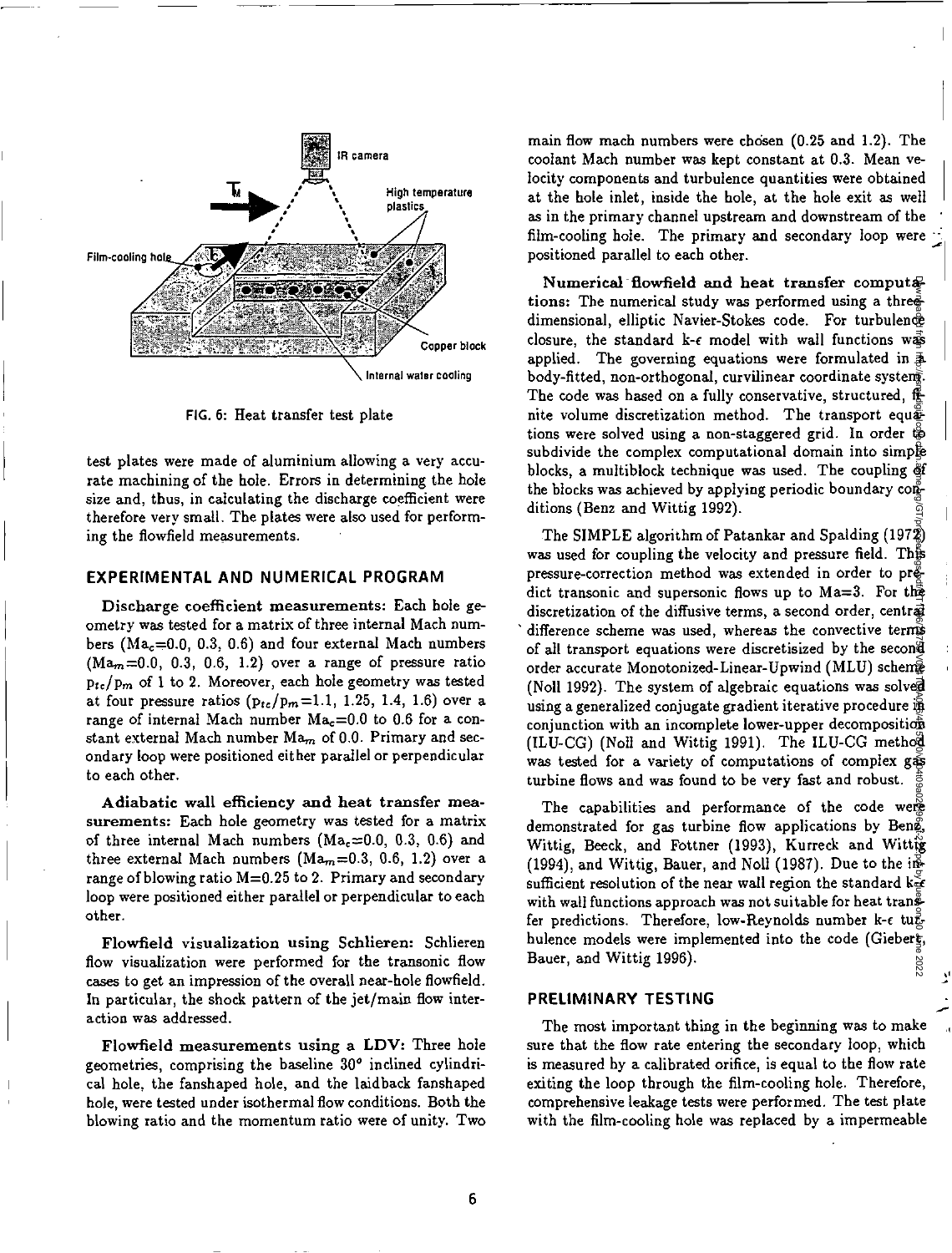FIG. 6: Heat transfer test plate

test plates were made of aluminium allowing a very accurate machining of the hole. Errors in determining the hole size and, thus, in calculating the discharge coefficient were therefore very small. The plates were also used for performing the flowfield measurements.

## EXPERIMENTAL AND NUMERICAL PROGRAM

**Discharge coefficient measurements:** Each hole geometry was tested for a matrix of three internal Mach numbers ($Ma_c$=0.0, 0.3, 0.6) and four external Mach numbers ($Ma_m$=0.0, 0.3, 0.6, 1.2) over a range of pressure ratio $p_{tc}/p_m$ of 1 to 2. Moreover, each hole geometry was tested at four pressure ratios ($p_{tc}/p_m$=1.1, 1.25, 1.4, 1.6) over a range of internal Mach number $Ma_c$=0.0 to 0.6 for a constant external Mach number $Ma_m$ of 0.0. Primary and secondary loop were positioned either parallel or perpendicular to each other.

**Adiabatic wall efficiency and heat transfer measurements:** Each hole geometry was tested for a matrix of three internal Mach numbers ($Ma_c$=0.0, 0.3, 0.6) and three external Mach numbers ($Ma_m$=0.3, 0.6, 1.2) over a range of blowing ratio M=0.25 to 2. Primary and secondary loop were positioned either parallel or perpendicular to each other.

**Flowfield visualization using Schlieren:** Schlieren flow visualization were performed for the transonic flow cases to get an impression of the overall near-hole flowfield. In particular, the shock pattern of the jet/main flow interaction was addressed.

**Flowfield measurements using a LDV:** Three hole geometries, comprising the baseline 30° inclined cylindrical hole, the fanshaped hole, and the laidback fanshaped hole, were tested under isothermal flow conditions. Both the blowing ratio and the momentum ratio were of unity. Two main flow mach numbers were chosen (0.25 and 1.2). The coolant Mach number was kept constant at 0.3. Mean velocity components and turbulence quantities were obtained at the hole inlet, inside the hole, at the hole exit as well as in the primary channel upstream and downstream of the film-cooling hole. The primary and secondary loop were positioned parallel to each other.

**Numerical flowfield and heat transfer computations:** The numerical study was performed using a three-dimensional, elliptic Navier-Stokes code. For turbulence closure, the standard k-ε model with wall functions was applied. The governing equations were formulated in a body-fitted, non-orthogonal, curvilinear coordinate system. The code was based on a fully conservative, structured, finite volume discretization method. The transport equations were solved using a non-staggered grid. In order to subdivide the complex computational domain into simple blocks, a multiblock technique was used. The coupling of the blocks was achieved by applying periodic boundary conditions (Benz and Wittig 1992).

The SIMPLE algorithm of Patankar and Spalding (1972) was used for coupling the velocity and pressure field. This pressure-correction method was extended in order to predict transonic and supersonic flows up to Ma=3. For the discretization of the diffusive terms, a second order, central difference scheme was used, whereas the convective terms of all transport equations were discretisized by the second order accurate Monotonized-Linear-Upwind (MLU) scheme (Noll 1992). The system of algebraic equations was solved using a generalized conjugate gradient iterative procedure in conjunction with an incomplete lower-upper decomposition (ILU-CG) (Noll and Wittig 1991). The ILU-CG method was tested for a variety of computations of complex gas turbine flows and was found to be very fast and robust.

The capabilities and performance of the code were demonstrated for gas turbine flow applications by Benz, Wittig, Beeck, and Fottner (1993), Kurreck and Wittig (1994), and Wittig, Bauer, and Noll (1987). Due to the insufficient resolution of the near wall region the standard k-ε with wall functions approach was not suitable for heat transfer predictions. Therefore, low-Reynolds number k-ε turbulence models were implemented into the code (Giebert, Bauer, and Wittig 1996).

## PRELIMINARY TESTING

The most important thing in the beginning was to make sure that the flow rate entering the secondary loop, which is measured by a calibrated orifice, is equal to the flow rate exiting the loop through the film-cooling hole. Therefore, comprehensive leakage tests were performed. The test plate with the film-cooling hole was replaced by a impermeable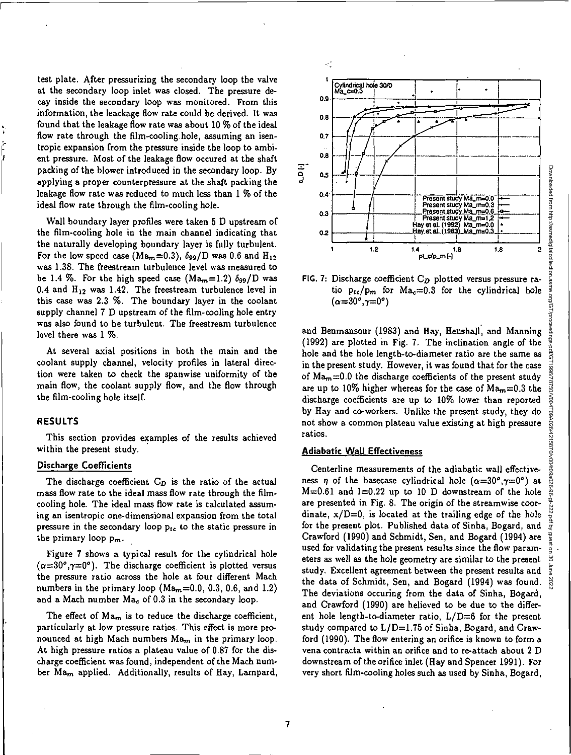test plate. After pressurizing the secondary loop the valve at the secondary loop inlet was closed. The pressure decay inside the secondary loop was monitored. From this information, the leackage flow rate could be derived. It was found that the leakage flow rate was about 10 % of the ideal flow rate through the film-cooling hole, assuming an isentropic expansion from the pressure inside the loop to ambient pressure. Most of the leakage flow occured at the shaft packing of the blower introduced in the secondary loop. By applying a proper counterpressure at the shaft packing the leakage flow rate was reduced to much less than 1 % of the ideal flow rate through the film-cooling hole.

Wall boundary layer profiles were taken 5 D upstream of the film-cooling hole in the main channel indicating that the naturally developing boundary layer is fully turbulent. For the low speed case ($Ma_m$=0.3), $\delta_{99}/D$ was 0.6 and $H_{12}$ was 1.38. The freestream turbulence level was measured to be 1.4 %. For the high speed case ($Ma_m$=1.2) $\delta_{99}/D$ was 0.4 and $H_{12}$ was 1.42. The freestream turbulence level in this case was 2.3 %. The boundary layer in the coolant supply channel 7 D upstream of the film-cooling hole entry was also found to be turbulent. The freestream turbulence level there was 1 %.

At several axial positions in both the main and the coolant supply channel, velocity profiles in lateral direction were taken to check the spanwise uniformity of the main flow, the coolant supply flow, and the flow through the film-cooling hole itself.

## RESULTS

This section provides examples of the results achieved within the present study.

### Discharge Coefficients

The discharge coefficient $C_D$ is the ratio of the actual mass flow rate to the ideal mass flow rate through the film-cooling hole. The ideal mass flow rate is calculated assuming an isentropic one-dimensional expansion from the total pressure in the secondary loop $p_{tc}$ to the static pressure in the primary loop $p_m$.

Figure 7 shows a typical result for the cylindrical hole ($\alpha$=30°,$\gamma$=0°). The discharge coefficient is plotted versus the pressure ratio across the hole at four different Mach numbers in the primary loop ($Ma_m$=0.0, 0.3, 0.6, and 1.2) and a Mach number $Ma_c$ of 0.3 in the secondary loop.

The effect of $Ma_m$ is to reduce the discharge coefficient, particularly at low pressure ratios. This effect is more pronounced at high Mach numbers $Ma_m$ in the primary loop. At high pressure ratios a plateau value of 0.87 for the discharge coefficient was found, independent of the Mach number $Ma_m$ applied. Additionally, results of Hay, Lampard, and Benmansour (1983) and Hay, Henshall, and Manning (1992) are plotted in Fig. 7. The inclination angle of the hole and the hole length-to-diameter ratio are the same as in the present study. However, it was found that for the case of $Ma_m$=0.0 the discharge coefficients of the present study are up to 10% higher whereas for the case of $Ma_m$=0.3 the discharge coefficients are up to 10% lower than reported by Hay and co-workers. Unlike the present study, they do not show a common plateau value existing at high pressure ratios.

FIG. 7: Discharge coefficient $C_D$ plotted versus pressure ratio $p_{tc}/p_m$ for $Ma_c$=0.3 for the cylindrical hole ($\alpha$=30°,$\gamma$=0°)

### Adiabatic Wall Effectiveness

Centerline measurements of the adiabatic wall effectiveness $\eta$ of the basecase cylindrical hole ($\alpha$=30°,$\gamma$=0°) at M=0.61 and I=0.22 up to 10 D downstream of the hole are presented in Fig. 8. The origin of the streamwise coordinate, x/D=0, is located at the trailing edge of the hole for the present plot. Published data of Sinha, Bogard, and Crawford (1990) and Schmidt, Sen, and Bogard (1994) are used for validating the present results since the flow parameters as well as the hole geometry are similar to the present study. Excellent agreement between the present results and the data of Schmidt, Sen, and Bogard (1994) was found. The deviations occuring from the data of Sinha, Bogard, and Crawford (1990) are believed to be due to the different hole length-to-diameter ratio, L/D=6 for the present study compared to L/D=1.75 of Sinha, Bogard, and Crawford (1990). The flow entering an orifice is known to form a vena contracta within an orifice and to re-attach about 2 D downstream of the orifice inlet (Hay and Spencer 1991). For very short film-cooling holes such as used by Sinha, Bogard,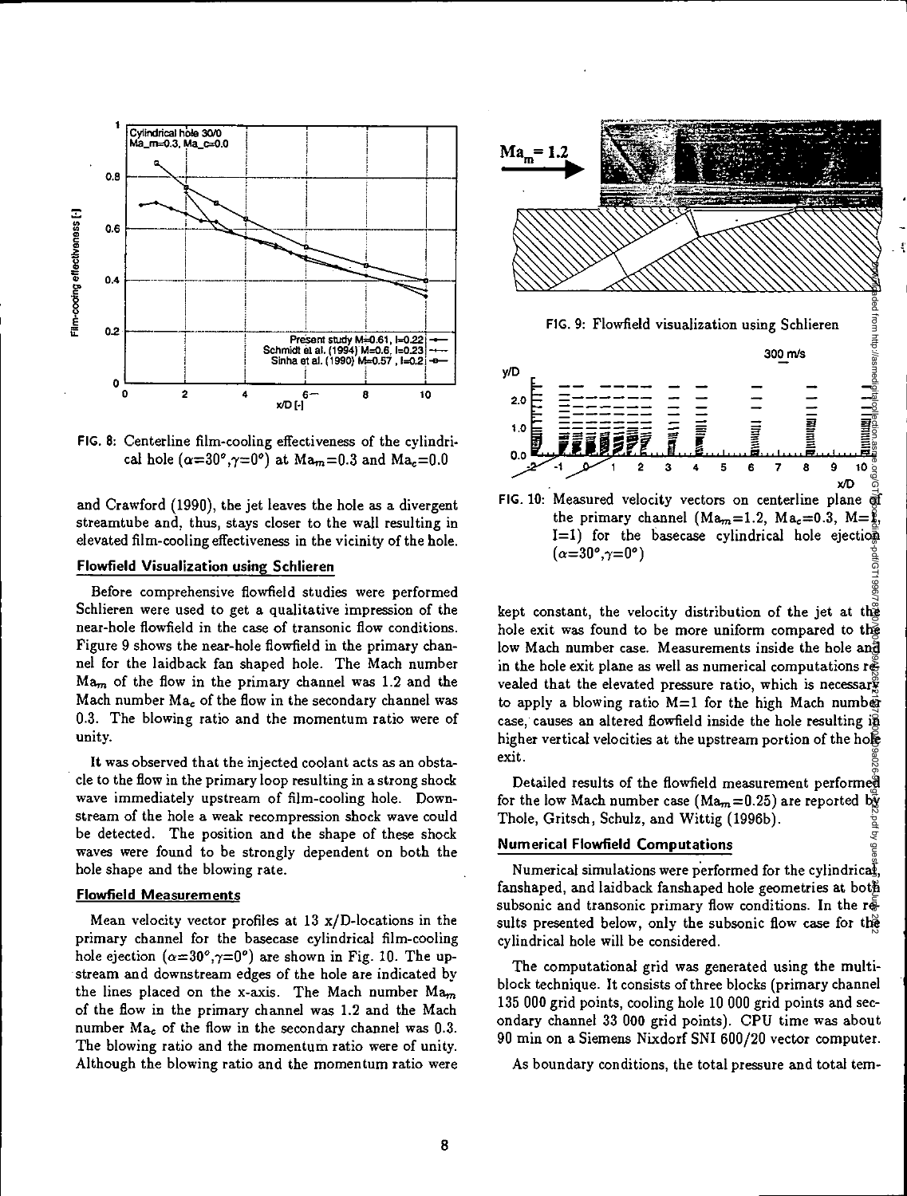FIG. 8: Centerline film-cooling effectiveness of the cylindrical hole ($\alpha$=30°,$\gamma$=0°) at $Ma_m$=0.3 and $Ma_c$=0.0

and Crawford (1990), the jet leaves the hole as a divergent streamtube and, thus, stays closer to the wall resulting in elevated film-cooling effectiveness in the vicinity of the hole.

### Flowfield Visualization using Schlieren

Before comprehensive flowfield studies were performed Schlieren were used to get a qualitative impression of the near-hole flowfield in the case of transonic flow conditions. Figure 9 shows the near-hole flowfield in the primary channel for the laidback fan shaped hole. The Mach number $Ma_m$ of the flow in the primary channel was 1.2 and the Mach number $Ma_c$ of the flow in the secondary channel was 0.3. The blowing ratio and the momentum ratio were of unity.

It was observed that the injected coolant acts as an obstacle to the flow in the primary loop resulting in a strong shock wave immediately upstream of film-cooling hole. Downstream of the hole a weak recompression shock wave could be detected. The position and the shape of these shock waves were found to be strongly dependent on both the hole shape and the blowing rate.

### Flowfield Measurements

Mean velocity vector profiles at 13 x/D-locations in the primary channel for the basecase cylindrical film-cooling hole ejection ($\alpha$=30°,$\gamma$=0°) are shown in Fig. 10. The upstream and downstream edges of the hole are indicated by the lines placed on the x-axis. The Mach number $Ma_m$ of the flow in the primary channel was 1.2 and the Mach number $Ma_c$ of the flow in the secondary channel was 0.3. The blowing ratio and the momentum ratio were of unity. Although the blowing ratio and the momentum ratio were kept constant, the velocity distribution of the jet at the hole exit was found to be more uniform compared to the low Mach number case. Measurements inside the hole and in the hole exit plane as well as numerical computations revealed that the elevated pressure ratio, which is necessary to apply a blowing ratio M=1 for the high Mach number case, causes an altered flowfield inside the hole resulting in higher vertical velocities at the upstream portion of the hole exit.

FIG. 9: Flowfield visualization using Schlieren

FIG. 10: Measured velocity vectors on centerline plane of the primary channel ($Ma_m$=1.2, $Ma_c$=0.3, M=1, I=1) for the basecase cylindrical hole ejection ($\alpha$=30°,$\gamma$=0°)

Detailed results of the flowfield measurement performed for the low Mach number case ($Ma_m$=0.25) are reported by Thole, Gritsch, Schulz, and Wittig (1996b).

### Numerical Flowfield Computations

Numerical simulations were performed for the cylindrical, fanshaped, and laidback fanshaped hole geometries at both subsonic and transonic primary flow conditions. In the results presented below, only the subsonic flow case for the cylindrical hole will be considered.

The computational grid was generated using the multiblock technique. It consists of three blocks (primary channel 135 000 grid points, cooling hole 10 000 grid points and secondary channel 33 000 grid points). CPU time was about 90 min on a Siemens Nixdorf SNI 600/20 vector computer.

As boundary conditions, the total pressure and total tem-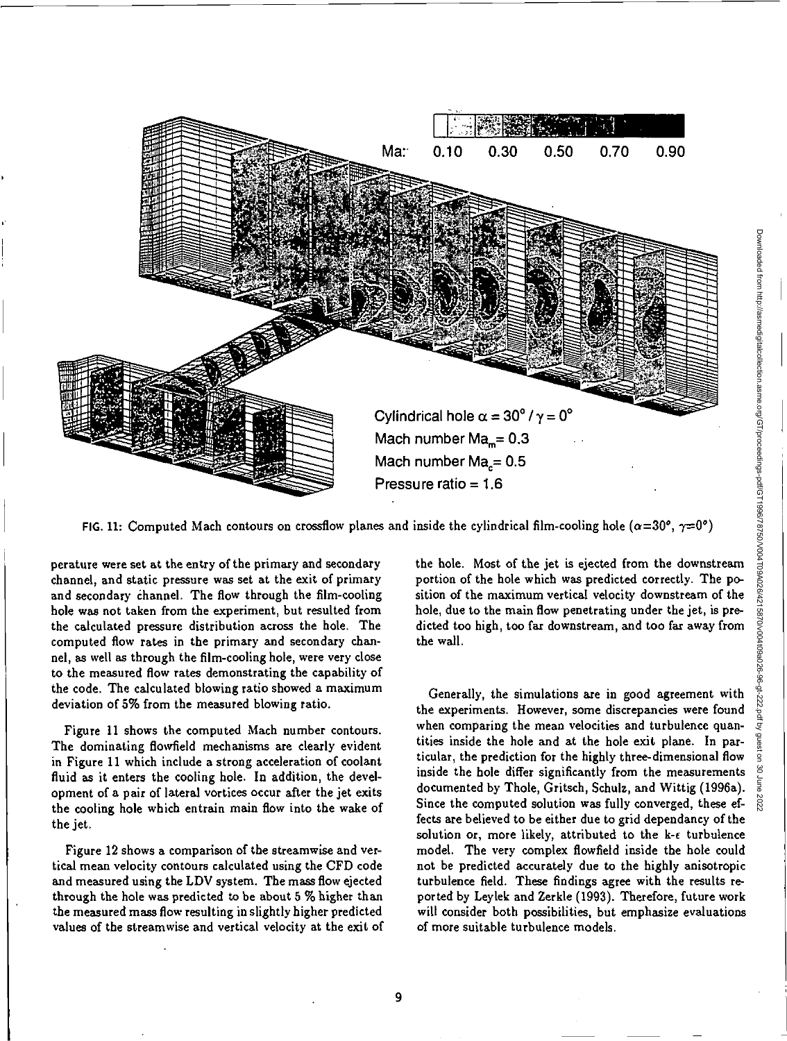FIG. 11: Computed Mach contours on crossflow planes and inside the cylindrical film-cooling hole ($\alpha$=30°, $\gamma$=0°)

perature were set at the entry of the primary and secondary channel, and static pressure was set at the exit of primary and secondary channel. The flow through the film-cooling hole was not taken from the experiment, but resulted from the calculated pressure distribution across the hole. The computed flow rates in the primary and secondary channel, as well as through the film-cooling hole, were very close to the measured flow rates demonstrating the capability of the code. The calculated blowing ratio showed a maximum deviation of 5% from the measured blowing ratio.

Figure 11 shows the computed Mach number contours. The dominating flowfield mechanisms are clearly evident in Figure 11 which include a strong acceleration of coolant fluid as it enters the cooling hole. In addition, the development of a pair of lateral vortices occur after the jet exits the cooling hole which entrain main flow into the wake of the jet.

Figure 12 shows a comparison of the streamwise and vertical mean velocity contours calculated using the CFD code and measured using the LDV system. The mass flow ejected through the hole was predicted to be about 5 % higher than the measured mass flow resulting in slightly higher predicted values of the streamwise and vertical velocity at the exit of the hole. Most of the jet is ejected from the downstream portion of the hole which was predicted correctly. The position of the maximum vertical velocity downstream of the hole, due to the main flow penetrating under the jet, is predicted too high, too far downstream, and too far away from the wall.

Generally, the simulations are in good agreement with the experiments. However, some discrepancies were found when comparing the mean velocities and turbulence quantities inside the hole and at the hole exit plane. In particular, the prediction for the highly three-dimensional flow inside the hole differ significantly from the measurements documented by Thole, Gritsch, Schulz, and Wittig (1996a). Since the computed solution was fully converged, these effects are believed to be either due to grid dependancy of the solution or, more likely, attributed to the k-$\epsilon$ turbulence model. The very complex flowfield inside the hole could not be predicted accurately due to the highly anisotropic turbulence field. These findings agree with the results reported by Leylek and Zerkle (1993). Therefore, future work will consider both possibilities, but emphasize evaluations of more suitable turbulence models.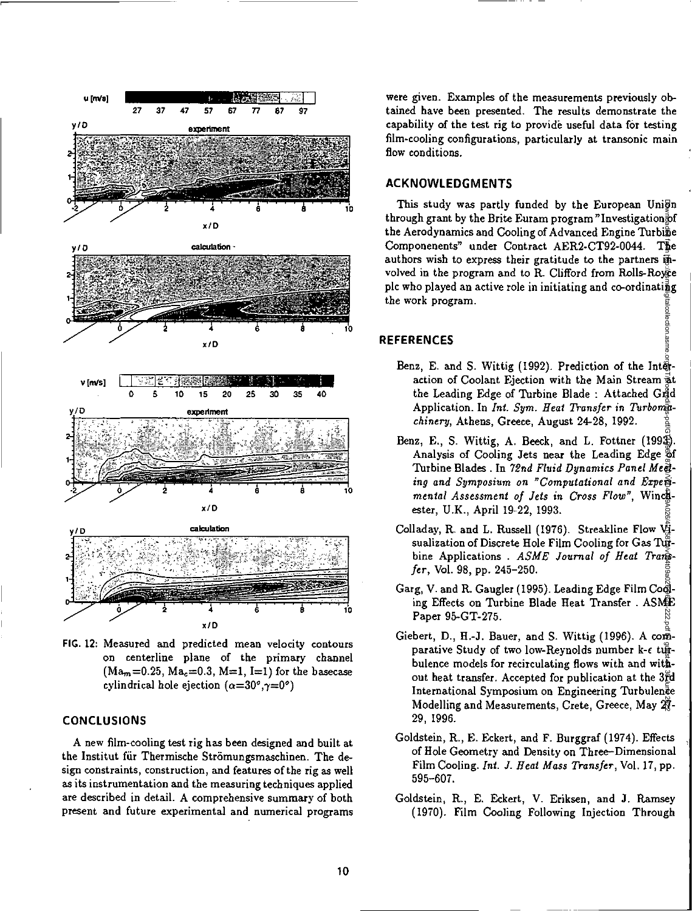FIG. 12: Measured and predicted mean velocity contours on centerline plane of the primary channel ($Ma_m$=0.25, $Ma_c$=0.3, M=1, I=1) for the basecase cylindrical hole ejection ($\alpha$=30°,$\gamma$=0°)

## CONCLUSIONS

A new film-cooling test rig has been designed and built at the Institut für Thermische Strömungsmaschinen. The design constraints, construction, and features of the rig as well as its instrumentation and the measuring techniques applied are described in detail. A comprehensive summary of both present and future experimental and numerical programs were given. Examples of the measurements previously obtained have been presented. The results demonstrate the capability of the test rig to provide useful data for testing film-cooling configurations, particularly at transonic main flow conditions.

## ACKNOWLEDGMENTS

This study was partly funded by the European Union through grant by the Brite Euram program "Investigation of the Aerodynamics and Cooling of Advanced Engine Turbine Componenents" under Contract AER2-CT92-0044. The authors wish to express their gratitude to the partners involved in the program and to R. Clifford from Rolls-Royce plc who played an active role in initiating and co-ordinating the work program.

## REFERENCES

Benz, E. and S. Wittig (1992). Prediction of the Interaction of Coolant Ejection with the Main Stream at the Leading Edge of Turbine Blade : Attached Grid Application. In *Int. Sym. Heat Transfer in Turbomachinery*, Athens, Greece, August 24-28, 1992.

Benz, E., S. Wittig, A. Beeck, and L. Fottner (1993). Analysis of Cooling Jets near the Leading Edge of Turbine Blades . In *72nd Fluid Dynamics Panel Meeting and Symposium on "Computational and Experimental Assessment of Jets in Cross Flow"*, Winchester, U.K., April 19-22, 1993.

Colladay, R. and L. Russell (1976). Streakline Flow Visualization of Discrete Hole Film Cooling for Gas Turbine Applications . *ASME Journal of Heat Transfer*, Vol. 98, pp. 245–250.

Garg, V. and R. Gaugler (1995). Leading Edge Film Cooling Effects on Turbine Blade Heat Transfer . ASME Paper 95-GT-275.

Giebert, D., H.-J. Bauer, and S. Wittig (1996). A comparative Study of two low-Reynolds number k-$\epsilon$ turbulence models for recirculating flows with and without heat transfer. Accepted for publication at the 3rd International Symposium on Engineering Turbulence Modelling and Measurements, Crete, Greece, May 27-29, 1996.

Goldstein, R., E. Eckert, and F. Burggraf (1974). Effects of Hole Geometry and Density on Three–Dimensional Film Cooling. *Int. J. Heat Mass Transfer*, Vol. 17, pp. 595–607.

Goldstein, R., E. Eckert, V. Eriksen, and J. Ramsey (1970). Film Cooling Following Injection Through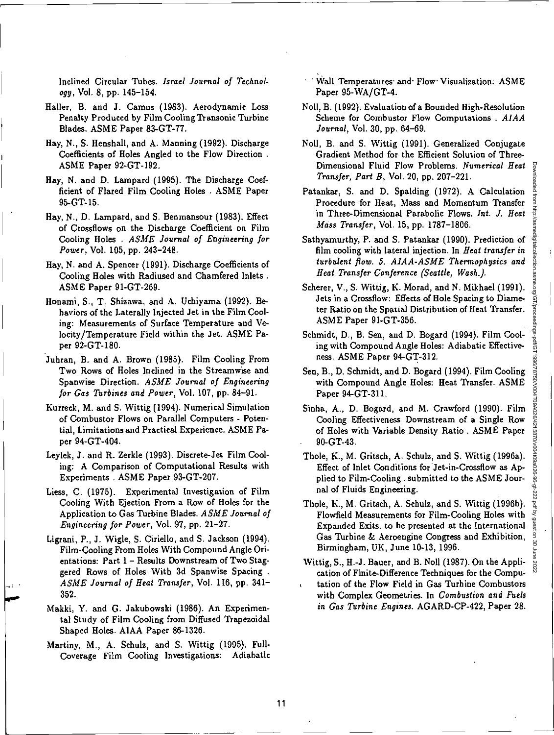Inclined Circular Tubes. *Israel Journal of Technology*, Vol. 8, pp. 145–154.

Haller, B. and J. Camus (1983). Aerodynamic Loss Penalty Produced by Film Cooling Transonic Turbine Blades. ASME Paper 83-GT-77.

Hay, N., S. Henshall, and A. Manning (1992). Discharge Coefficients of Holes Angled to the Flow Direction . ASME Paper 92-GT-192.

Hay, N. and D. Lampard (1995). The Discharge Coefficient of Flared Film Cooling Holes . ASME Paper 95-GT-15.

Hay, N., D. Lampard, and S. Benmansour (1983). Effect of Crossflows on the Discharge Coefficient on Film Cooling Holes . *ASME Journal of Engineering for Power*, Vol. 105, pp. 243–248.

Hay, N. and A. Spencer (1991). Discharge Coefficients of Cooling Holes with Radiused and Chamfered Inlets . ASME Paper 91-GT-269.

Honami, S., T. Shizawa, and A. Uchiyama (1992). Behaviors of the Laterally Injected Jet in the Film Cooling: Measurements of Surface Temperature and Velocity/Temperature Field within the Jet. ASME Paper 92-GT-180.

Juhran, B. and A. Brown (1985). Film Cooling From Two Rows of Holes Inclined in the Streamwise and Spanwise Direction. *ASME Journal of Engineering for Gas Turbines and Power*, Vol. 107, pp. 84–91.

Kurreck, M. and S. Wittig (1994). Numerical Simulation of Combustor Flows on Parallel Computers - Potential, Limitations and Practical Experience. ASME Paper 94-GT-404.

Leylek, J. and R. Zerkle (1993). Discrete-Jet Film Cooling: A Comparison of Computational Results with Experiments . ASME Paper 93-GT-207.

Liess, C. (1975). Experimental Investigation of Film Cooling With Ejection From a Row of Holes for the Application to Gas Turbine Blades. *ASME Journal of Engineering for Power*, Vol. 97, pp. 21–27.

Ligrani, P., J. Wigle, S. Ciriello, and S. Jackson (1994). Film-Cooling From Holes With Compound Angle Orientations: Part 1 – Results Downstream of Two Staggered Rows of Holes With 3d Spanwise Spacing . *ASME Journal of Heat Transfer*, Vol. 116, pp. 341–352.

Makki, Y. and G. Jakubowski (1986). An Experimental Study of Film Cooling from Diffused Trapezoidal Shaped Holes. AIAA Paper 86-1326.

Martiny, M., A. Schulz, and S. Wittig (1995). Full-Coverage Film Cooling Investigations: Adiabatic Wall Temperatures and Flow Visualization. ASME Paper 95-WA/GT-4.

Noll, B. (1992). Evaluation of a Bounded High-Resolution Scheme for Combustor Flow Computations . *AIAA Journal*, Vol. 30, pp. 64–69.

Noll, B. and S. Wittig (1991). Generalized Conjugate Gradient Method for the Efficient Solution of Three-Dimensional Fluid Flow Problems. *Numerical Heat Transfer, Part B*, Vol. 20, pp. 207–221.

Patankar, S. and D. Spalding (1972). A Calculation Procedure for Heat, Mass and Momentum Transfer in Three-Dimensional Parabolic Flows. *Int. J. Heat Mass Transfer*, Vol. 15, pp. 1787–1806.

Sathyamurthy, P. and S. Patankar (1990). Prediction of film cooling with lateral injection. In *Heat transfer in turbulent flow. 5. AIAA-ASME Thermophysics and Heat Transfer Conference (Seattle, Wash.)*.

Scherer, V., S. Wittig, K. Morad, and N. Mikhael (1991). Jets in a Crossflow: Effects of Hole Spacing to Diameter Ratio on the Spatial Distribution of Heat Transfer. ASME Paper 91-GT-356.

Schmidt, D., B. Sen, and D. Bogard (1994). Film Cooling with Compound Angle Holes: Adiabatic Effectiveness. ASME Paper 94-GT-312.

Sen, B., D. Schmidt, and D. Bogard (1994). Film Cooling with Compound Angle Holes: Heat Transfer. ASME Paper 94-GT-311.

Sinha, A., D. Bogard, and M. Crawford (1990). Film Cooling Effectiveness Downstream of a Single Row of Holes with Variable Density Ratio . ASME Paper 90-GT-43.

Thole, K., M. Gritsch, A. Schulz, and S. Wittig (1996a). Effect of Inlet Conditions for Jet-in-Crossflow as Applied to Film-Cooling . submitted to the ASME Journal of Fluids Engineering.

Thole, K., M. Gritsch, A. Schulz, and S. Wittig (1996b). Flowfield Measurements for Film-Cooling Holes with Expanded Exits. to be presented at the International Gas Turbine & Aeroengine Congress and Exhibition, Birmingham, UK, June 10-13, 1996.

Wittig, S., H.-J. Bauer, and B. Noll (1987). On the Application of Finite-Difference Techniques for the Computation of the Flow Field in Gas Turbine Combustors with Complex Geometries. In *Combustion and Fuels in Gas Turbine Engines*. AGARD-CP-422, Paper 28.